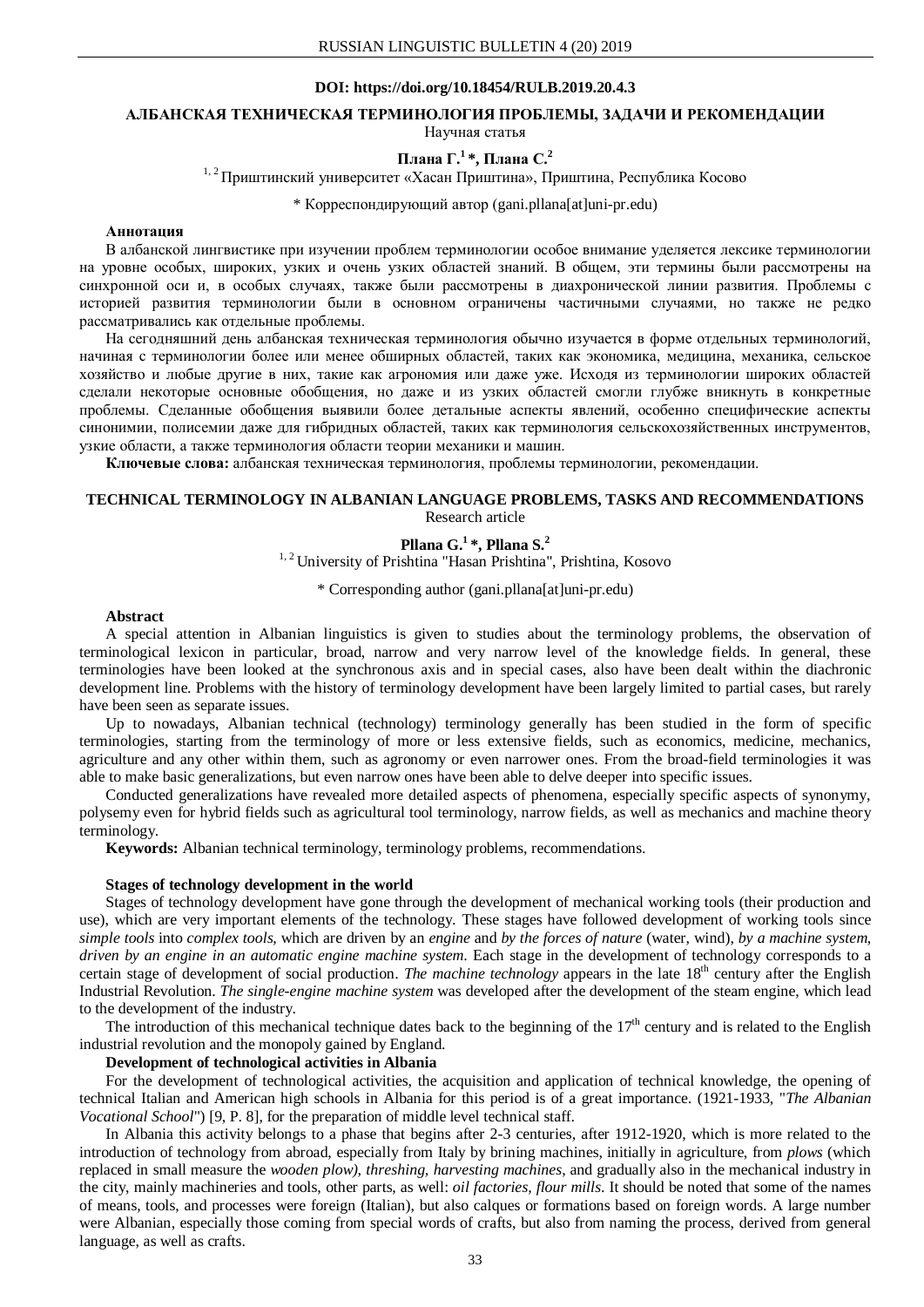**DOI: https://doi.org/10.18454/RULB.2019.20.4.3**

# АЛБАНСКАЯ ТЕХНИЧЕСКАЯ ТЕРМИНОЛОГИЯ ПРОБЛЕМЫ, ЗАДАЧИ И РЕКОМЕНДАЦИИ

Научная статья

**Плана Г.[1] \*, Плана С.[2]**

[1, 2] Приштинский университет «Хасан Приштина», Приштина, Республика Косово

\* Корреспондирующий автор (gani.pllana[at]uni-pr.edu)

**Аннотация**

В албанской лингвистике при изучении проблем терминологии особое внимание уделяется лексике терминологии на уровне особых, широких, узких и очень узких областей знаний. В общем, эти термины были рассмотрены на синхронной оси и, в особых случаях, также были рассмотрены в диахронической линии развития. Проблемы с историей развития терминологии были в основном ограничены частичными случаями, но также не редко рассматривались как отдельные проблемы.

На сегодняшний день албанская техническая терминология обычно изучается в форме отдельных терминологий, начиная с терминологии более или менее обширных областей, таких как экономика, медицина, механика, сельское хозяйство и любые другие в них, такие как агрономия или даже уже. Исходя из терминологии широких областей сделали некоторые основные обобщения, но даже и из узких областей смогли глубже вникнуть в конкретные проблемы. Сделанные обобщения выявили более детальные аспекты явлений, особенно специфические аспекты синонимии, полисемии даже для гибридных областей, таких как терминология сельскохозяйственных инструментов, узкие области, а также терминология области теории механики и машин.

**Ключевые слова:** албанская техническая терминология, проблемы терминологии, рекомендации.

# TECHNICAL TERMINOLOGY IN ALBANIAN LANGUAGE PROBLEMS, TASKS AND RECOMMENDATIONS

Research article

**Pllana G.[1] \*, Pllana S.[2]**

[1, 2] University of Prishtina "Hasan Prishtina", Prishtina, Kosovo

\* Corresponding author (gani.pllana[at]uni-pr.edu)

**Abstract**

A special attention in Albanian linguistics is given to studies about the terminology problems, the observation of terminological lexicon in particular, broad, narrow and very narrow level of the knowledge fields. In general, these terminologies have been looked at the synchronous axis and in special cases, also have been dealt within the diachronic development line. Problems with the history of terminology development have been largely limited to partial cases, but rarely have been seen as separate issues.

Up to nowadays, Albanian technical (technology) terminology generally has been studied in the form of specific terminologies, starting from the terminology of more or less extensive fields, such as economics, medicine, mechanics, agriculture and any other within them, such as agronomy or even narrower ones. From the broad-field terminologies it was able to make basic generalizations, but even narrow ones have been able to delve deeper into specific issues.

Conducted generalizations have revealed more detailed aspects of phenomena, especially specific aspects of synonymy, polysemy even for hybrid fields such as agricultural tool terminology, narrow fields, as well as mechanics and machine theory terminology.

**Keywords:** Albanian technical terminology, terminology problems, recommendations.

## Stages of technology development in the world

Stages of technology development have gone through the development of mechanical working tools (their production and use), which are very important elements of the technology. These stages have followed development of working tools since *simple tools* into *complex tools*, which are driven by an *engine* and *by the forces of nature* (water, wind), *by a machine system*, *driven by an engine in an automatic engine machine system*. Each stage in the development of technology corresponds to a certain stage of development of social production. *The machine technology* appears in the late 18$^{th}$ century after the English Industrial Revolution. *The single-engine machine system* was developed after the development of the steam engine, which lead to the development of the industry.

The introduction of this mechanical technique dates back to the beginning of the 17$^{th}$ century and is related to the English industrial revolution and the monopoly gained by England.

## Development of technological activities in Albania

For the development of technological activities, the acquisition and application of technical knowledge, the opening of technical Italian and American high schools in Albania for this period is of a great importance. (1921-1933, "*The Albanian Vocational School*") [9, P. 8], for the preparation of middle level technical staff.

In Albania this activity belongs to a phase that begins after 2-3 centuries, after 1912-1920, which is more related to the introduction of technology from abroad, especially from Italy by brining machines, initially in agriculture, from *plows* (which replaced in small measure the *wooden plow), threshing, harvesting machines*, and gradually also in the mechanical industry in the city, mainly machineries and tools, other parts, as well: *oil factories, flour mills*. It should be noted that some of the names of means, tools, and processes were foreign (Italian), but also calques or formations based on foreign words. A large number were Albanian, especially those coming from special words of crafts, but also from naming the process, derived from general language, as well as crafts.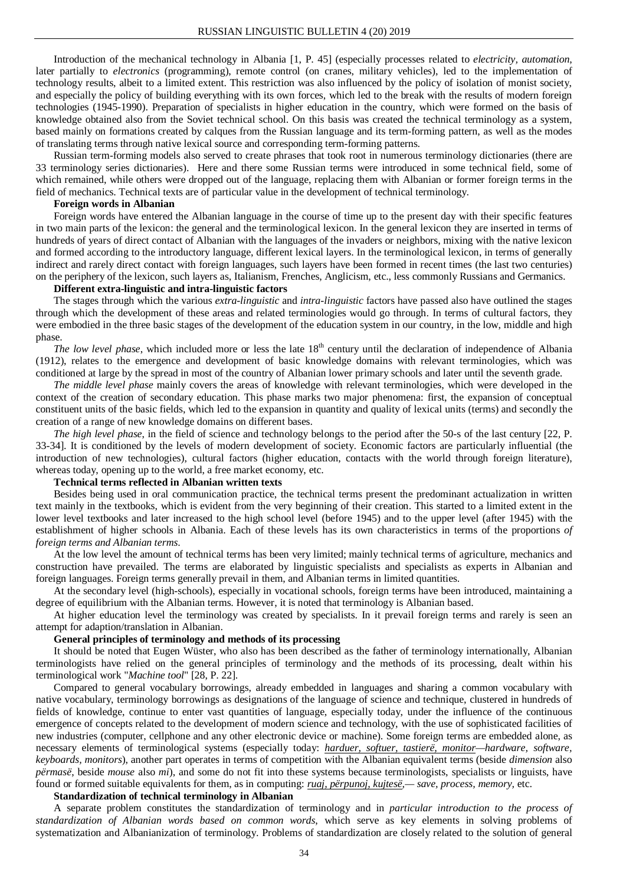Introduction of the mechanical technology in Albania [1, P. 45] (especially processes related to *electricity, automation*, later partially to *electronics* (programming), remote control (on cranes, military vehicles), led to the implementation of technology results, albeit to a limited extent. This restriction was also influenced by the policy of isolation of monist society, and especially the policy of building everything with its own forces, which led to the break with the results of modern foreign technologies (1945-1990). Preparation of specialists in higher education in the country, which were formed on the basis of knowledge obtained also from the Soviet technical school. On this basis was created the technical terminology as a system, based mainly on formations created by calques from the Russian language and its term-forming pattern, as well as the modes of translating terms through native lexical source and corresponding term-forming patterns.

Russian term-forming models also served to create phrases that took root in numerous terminology dictionaries (there are 33 terminology series dictionaries). Here and there some Russian terms were introduced in some technical field, some of which remained, while others were dropped out of the language, replacing them with Albanian or former foreign terms in the field of mechanics. Technical texts are of particular value in the development of technical terminology.

**Foreign words in Albanian**

Foreign words have entered the Albanian language in the course of time up to the present day with their specific features in two main parts of the lexicon: the general and the terminological lexicon. In the general lexicon they are inserted in terms of hundreds of years of direct contact of Albanian with the languages of the invaders or neighbors, mixing with the native lexicon and formed according to the introductory language, different lexical layers. In the terminological lexicon, in terms of generally indirect and rarely direct contact with foreign languages, such layers have been formed in recent times (the last two centuries) on the periphery of the lexicon, such layers as, Italianism, Frenches, Anglicism, etc., less commonly Russians and Germanics.

**Different extra-linguistic and intra-linguistic factors**

The stages through which the various *extra-linguistic* and *intra-linguistic* factors have passed also have outlined the stages through which the development of these areas and related terminologies would go through. In terms of cultural factors, they were embodied in the three basic stages of the development of the education system in our country, in the low, middle and high phase.

*The low level phase*, which included more or less the late 18th century until the declaration of independence of Albania (1912), relates to the emergence and development of basic knowledge domains with relevant terminologies, which was conditioned at large by the spread in most of the country of Albanian lower primary schools and later until the seventh grade.

*The middle level phase* mainly covers the areas of knowledge with relevant terminologies, which were developed in the context of the creation of secondary education. This phase marks two major phenomena: first, the expansion of conceptual constituent units of the basic fields, which led to the expansion in quantity and quality of lexical units (terms) and secondly the creation of a range of new knowledge domains on different bases.

*The high level phase*, in the field of science and technology belongs to the period after the 50-s of the last century [22, P. 33-34]. It is conditioned by the levels of modern development of society. Economic factors are particularly influential (the introduction of new technologies), cultural factors (higher education, contacts with the world through foreign literature), whereas today, opening up to the world, a free market economy, etc.

**Technical terms reflected in Albanian written texts**

Besides being used in oral communication practice, the technical terms present the predominant actualization in written text mainly in the textbooks, which is evident from the very beginning of their creation. This started to a limited extent in the lower level textbooks and later increased to the high school level (before 1945) and to the upper level (after 1945) with the establishment of higher schools in Albania. Each of these levels has its own characteristics in terms of the proportions *of foreign terms and Albanian terms*.

At the low level the amount of technical terms has been very limited; mainly technical terms of agriculture, mechanics and construction have prevailed. The terms are elaborated by linguistic specialists and specialists as experts in Albanian and foreign languages. Foreign terms generally prevail in them, and Albanian terms in limited quantities.

At the secondary level (high-schools), especially in vocational schools, foreign terms have been introduced, maintaining a degree of equilibrium with the Albanian terms. However, it is noted that terminology is Albanian based.

At higher education level the terminology was created by specialists. In it prevail foreign terms and rarely is seen an attempt for adaption/translation in Albanian.

**General principles of terminology and methods of its processing**

It should be noted that Eugen Wüster, who also has been described as the father of terminology internationally, Albanian terminologists have relied on the general principles of terminology and the methods of its processing, dealt within his terminological work "*Machine tool*" [28, P. 22].

Compared to general vocabulary borrowings, already embedded in languages and sharing a common vocabulary with native vocabulary, terminology borrowings as designations of the language of science and technique, clustered in hundreds of fields of knowledge, continue to enter vast quantities of language, especially today, under the influence of the continuous emergence of concepts related to the development of modern science and technology, with the use of sophisticated facilities of new industries (computer, cellphone and any other electronic device or machine). Some foreign terms are embedded alone, as necessary elements of terminological systems (especially today: *harduer, softuer, tastierë, monitor—hardware, software, keyboards, monitors*), another part operates in terms of competition with the Albanian equivalent terms (beside *dimension* also *përmasë*, beside *mouse* also *mi*), and some do not fit into these systems because terminologists, specialists or linguists, have found or formed suitable equivalents for them, as in computing: *ruaj, përpunoj, kujtesë,— save, process, memory,* etc.

**Standardization of technical terminology in Albanian**

A separate problem constitutes the standardization of terminology and in *particular introduction to the process of standardization of Albanian words based on common words*, which serve as key elements in solving problems of systematization and Albanianization of terminology. Problems of standardization are closely related to the solution of general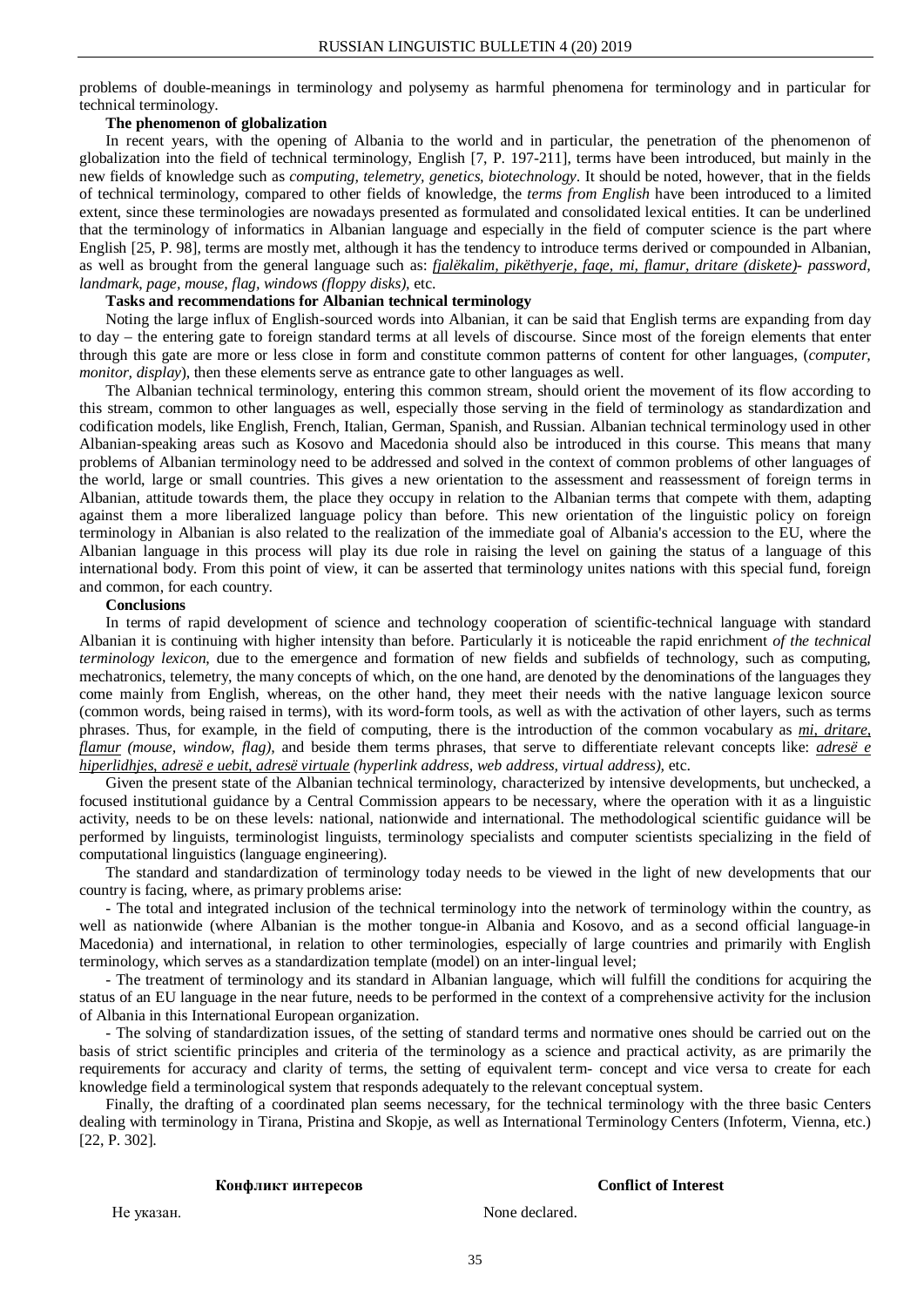problems of double-meanings in terminology and polysemy as harmful phenomena for terminology and in particular for technical terminology.

**The phenomenon of globalization**

In recent years, with the opening of Albania to the world and in particular, the penetration of the phenomenon of globalization into the field of technical terminology, English [7, P. 197-211], terms have been introduced, but mainly in the new fields of knowledge such as *computing, telemetry, genetics, biotechnology*. It should be noted, however, that in the fields of technical terminology, compared to other fields of knowledge, the *terms from English* have been introduced to a limited extent, since these terminologies are nowadays presented as formulated and consolidated lexical entities. It can be underlined that the terminology of informatics in Albanian language and especially in the field of computer science is the part where English [25, P. 98], terms are mostly met, although it has the tendency to introduce terms derived or compounded in Albanian, as well as brought from the general language such as: *fjalëkalim, pikëthyerje, faqe, mi, flamur, dritare (diskete)- password, landmark, page, mouse, flag, windows (floppy disks),* etc.

**Tasks and recommendations for Albanian technical terminology**

Noting the large influx of English-sourced words into Albanian, it can be said that English terms are expanding from day to day – the entering gate to foreign standard terms at all levels of discourse. Since most of the foreign elements that enter through this gate are more or less close in form and constitute common patterns of content for other languages, (*computer, monitor, display*), then these elements serve as entrance gate to other languages as well.

The Albanian technical terminology, entering this common stream, should orient the movement of its flow according to this stream, common to other languages as well, especially those serving in the field of terminology as standardization and codification models, like English, French, Italian, German, Spanish, and Russian. Albanian technical terminology used in other Albanian-speaking areas such as Kosovo and Macedonia should also be introduced in this course. This means that many problems of Albanian terminology need to be addressed and solved in the context of common problems of other languages of the world, large or small countries. This gives a new orientation to the assessment and reassessment of foreign terms in Albanian, attitude towards them, the place they occupy in relation to the Albanian terms that compete with them, adapting against them a more liberalized language policy than before. This new orientation of the linguistic policy on foreign terminology in Albanian is also related to the realization of the immediate goal of Albania's accession to the EU, where the Albanian language in this process will play its due role in raising the level on gaining the status of a language of this international body. From this point of view, it can be asserted that terminology unites nations with this special fund, foreign and common, for each country.

**Conclusions**

In terms of rapid development of science and technology cooperation of scientific-technical language with standard Albanian it is continuing with higher intensity than before. Particularly it is noticeable the rapid enrichment *of the technical terminology lexicon,* due to the emergence and formation of new fields and subfields of technology, such as computing, mechatronics, telemetry, the many concepts of which, on the one hand, are denoted by the denominations of the languages they come mainly from English, whereas, on the other hand, they meet their needs with the native language lexicon source (common words, being raised in terms), with its word-form tools, as well as with the activation of other layers, such as terms phrases. Thus, for example, in the field of computing, there is the introduction of the common vocabulary as *mi, dritare, flamur (mouse, window, flag),* and beside them terms phrases, that serve to differentiate relevant concepts like: *adresë e hiperlidhjes, adresë e uebit, adresë virtuale (hyperlink address, web address, virtual address),* etc.

Given the present state of the Albanian technical terminology, characterized by intensive developments, but unchecked, a focused institutional guidance by a Central Commission appears to be necessary, where the operation with it as a linguistic activity, needs to be on these levels: national, nationwide and international. The methodological scientific guidance will be performed by linguists, terminologist linguists, terminology specialists and computer scientists specializing in the field of computational linguistics (language engineering).

The standard and standardization of terminology today needs to be viewed in the light of new developments that our country is facing, where, as primary problems arise:

- The total and integrated inclusion of the technical terminology into the network of terminology within the country, as well as nationwide (where Albanian is the mother tongue-in Albania and Kosovo, and as a second official language-in Macedonia) and international, in relation to other terminologies, especially of large countries and primarily with English terminology, which serves as a standardization template (model) on an inter-lingual level;
- The treatment of terminology and its standard in Albanian language, which will fulfill the conditions for acquiring the status of an EU language in the near future, needs to be performed in the context of a comprehensive activity for the inclusion of Albania in this International European organization.
- The solving of standardization issues, of the setting of standard terms and normative ones should be carried out on the basis of strict scientific principles and criteria of the terminology as a science and practical activity, as are primarily the requirements for accuracy and clarity of terms, the setting of equivalent term- concept and vice versa to create for each knowledge field a terminological system that responds adequately to the relevant conceptual system.

Finally, the drafting of a coordinated plan seems necessary, for the technical terminology with the three basic Centers dealing with terminology in Tirana, Pristina and Skopje, as well as International Terminology Centers (Infoterm, Vienna, etc.) [22, P. 302].

**Конфликт интересов**

Не указан.

**Conflict of Interest**

None declared.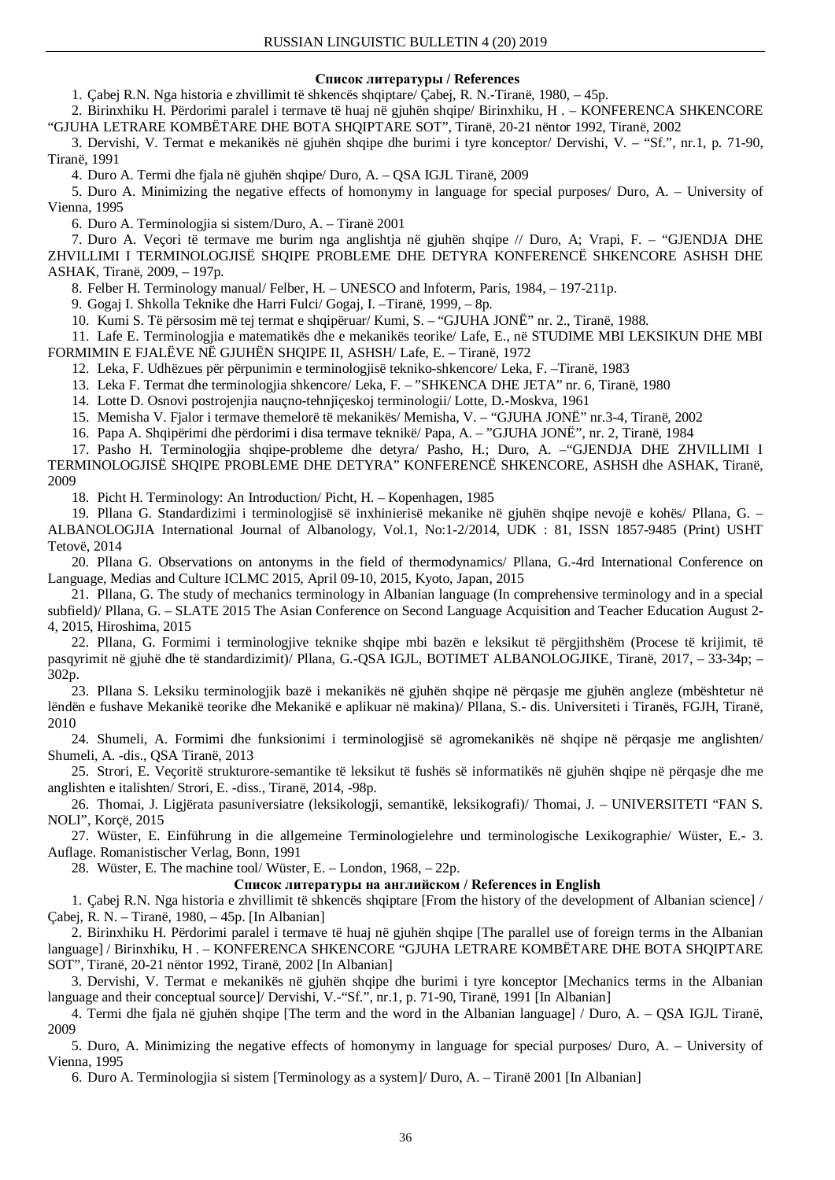## Список литературы / References

1. Çabej R.N. Nga historia e zhvillimit të shkencës shqiptare/ Çabej, R. N.-Tiranë, 1980, – 45p.
2. Birinxhiku H. Përdorimi paralel i termave të huaj në gjuhën shqipe/ Birinxhiku, H . – KONFERENCA SHKENCORE “GJUHA LETRARE KOMBËTARE DHE BOTA SHQIPTARE SOT”, Tiranë, 20-21 nëntor 1992, Tiranë, 2002
3. Dervishi, V. Termat e mekanikës në gjuhën shqipe dhe burimi i tyre konceptor/ Dervishi, V. – “Sf.”, nr.1, p. 71-90, Tiranë, 1991
4. Duro A. Termi dhe fjala në gjuhën shqipe/ Duro, A. – QSA IGJL Tiranë, 2009
5. Duro A. Minimizing the negative effects of homonymy in language for special purposes/ Duro, A. – University of Vienna, 1995
6. Duro A. Terminologjia si sistem/Duro, A. – Tiranë 2001
7. Duro A. Veçori të termave me burim nga anglishtja në gjuhën shqipe // Duro, A; Vrapi, F. – “GJENDJA DHE ZHVILLIMI I TERMINOLOGJISË SHQIPE PROBLEME DHE DETYRA KONFERENCË SHKENCORE ASHSH DHE ASHAK, Tiranë, 2009, – 197p.
8. Felber H. Terminology manual/ Felber, H. – UNESCO and Infoterm, Paris, 1984, – 197-211p.
9. Gogaj I. Shkolla Teknike dhe Harri Fulci/ Gogaj, I. –Tiranë, 1999, – 8p.
10. Kumi S. Të përsosim më tej termat e shqipëruar/ Kumi, S. – “GJUHA JONË” nr. 2., Tiranë, 1988.
11. Lafe E. Terminologjia e matematikës dhe e mekanikës teorike/ Lafe, E., në STUDIME MBI LEKSIKUN DHE MBI FORMIMIN E FJALËVE NË GJUHËN SHQIPE II, ASHSH/ Lafe, E. – Tiranë, 1972
12. Leka, F. Udhëzues për përpunimin e terminologjisë tekniko-shkencore/ Leka, F. –Tiranë, 1983
13. Leka F. Termat dhe terminologjia shkencore/ Leka, F. – ”SHKENCA DHE JETA” nr. 6, Tiranë, 1980
14. Lotte D. Osnovi postrojenjia naučno-tehnjiçeskoj terminologii/ Lotte, D.-Moskva, 1961
15. Memisha V. Fjalor i termave themelorë të mekanikës/ Memisha, V. – “GJUHA JONË” nr.3-4, Tiranë, 2002
16. Papa A. Shqipërimi dhe përdorimi i disa termave teknikë/ Papa, A. – ”GJUHA JONË”, nr. 2, Tiranë, 1984
17. Pasho H. Terminologjia shqipe-probleme dhe detyra/ Pasho, H.; Duro, A. –“GJENDJA DHE ZHVILLIMI I TERMINOLOGJISË SHQIPE PROBLEME DHE DETYRA” KONFERENCË SHKENCORE, ASHSH dhe ASHAK, Tiranë, 2009
18. Picht H. Terminology: An Introduction/ Picht, H. – Kopenhagen, 1985
19. Pllana G. Standardizimi i terminologjisë së inxhinierisë mekanike në gjuhën shqipe nevojë e kohës/ Pllana, G. – ALBANOLOGJIA International Journal of Albanology, Vol.1, No:1-2/2014, UDK : 81, ISSN 1857-9485 (Print) USHT Tetovë, 2014
20. Pllana G. Observations on antonyms in the field of thermodynamics/ Pllana, G.-4rd International Conference on Language, Medias and Culture ICLMC 2015, April 09-10, 2015, Kyoto, Japan, 2015
21. Pllana, G. The study of mechanics terminology in Albanian language (In comprehensive terminology and in a special subfield)/ Pllana, G. – SLATE 2015 The Asian Conference on Second Language Acquisition and Teacher Education August 2-4, 2015, Hiroshima, 2015
22. Pllana, G. Formimi i terminologjive teknike shqipe mbi bazën e leksikut të përgjithshëm (Procese të krijimit, të pasqyrimit në gjuhë dhe të standardizimit)/ Pllana, G.-QSA IGJL, BOTIMET ALBANOLOGJIKE, Tiranë, 2017, – 33-34p; – 302p.
23. Pllana S. Leksiku terminologjik bazë i mekanikës në gjuhën shqipe në përqasje me gjuhën angleze (mbështetur në lëndën e fushave Mekanikë teorike dhe Mekanikë e aplikuar në makina)/ Pllana, S.- dis. Universiteti i Tiranës, FGJH, Tiranë, 2010
24. Shumeli, A. Formimi dhe funksionimi i terminologjisë së agromekanikës në shqipe në përqasje me anglishten/ Shumeli, A. -dis., QSA Tiranë, 2013
25. Strori, E. Veçoritë strukturore-semantike të leksikut të fushës së informatikës në gjuhën shqipe në përqasje dhe me anglishten e italishten/ Strori, E. -diss., Tiranë, 2014, -98p.
26. Thomai, J. Ligjërata pasuniversiatre (leksikologji, semantikë, leksikografi)/ Thomai, J. – UNIVERSITETI “FAN S. NOLI”, Korçë, 2015
27. Wüster, E. Einführung in die allgemeine Terminologielehre und terminologische Lexikographie/ Wüster, E.- 3. Auflage. Romanistischer Verlag, Bonn, 1991
28. Wüster, E. The machine tool/ Wüster, E. – London, 1968, – 22p.

## Список литературы на английском / References in English

1. Çabej R.N. Nga historia e zhvillimit të shkencës shqiptare [From the history of the development of Albanian science] / Çabej, R. N. – Tiranë, 1980, – 45p. [In Albanian]
2. Birinxhiku H. Përdorimi paralel i termave të huaj në gjuhën shqipe [The parallel use of foreign terms in the Albanian language] / Birinxhiku, H . – KONFERENCA SHKENCORE “GJUHA LETRARE KOMBËTARE DHE BOTA SHQIPTARE SOT”, Tiranë, 20-21 nëntor 1992, Tiranë, 2002 [In Albanian]
3. Dervishi, V. Termat e mekanikës në gjuhën shqipe dhe burimi i tyre konceptor [Mechanics terms in the Albanian language and their conceptual source]/ Dervishi, V.-“Sf.”, nr.1, p. 71-90, Tiranë, 1991 [In Albanian]
4. Termi dhe fjala në gjuhën shqipe [The term and the word in the Albanian language] / Duro, A. – QSA IGJL Tiranë, 2009
5. Duro, A. Minimizing the negative effects of homonymy in language for special purposes/ Duro, A. – University of Vienna, 1995
6. Duro A. Terminologjia si sistem [Terminology as a system]/ Duro, A. – Tiranë 2001 [In Albanian]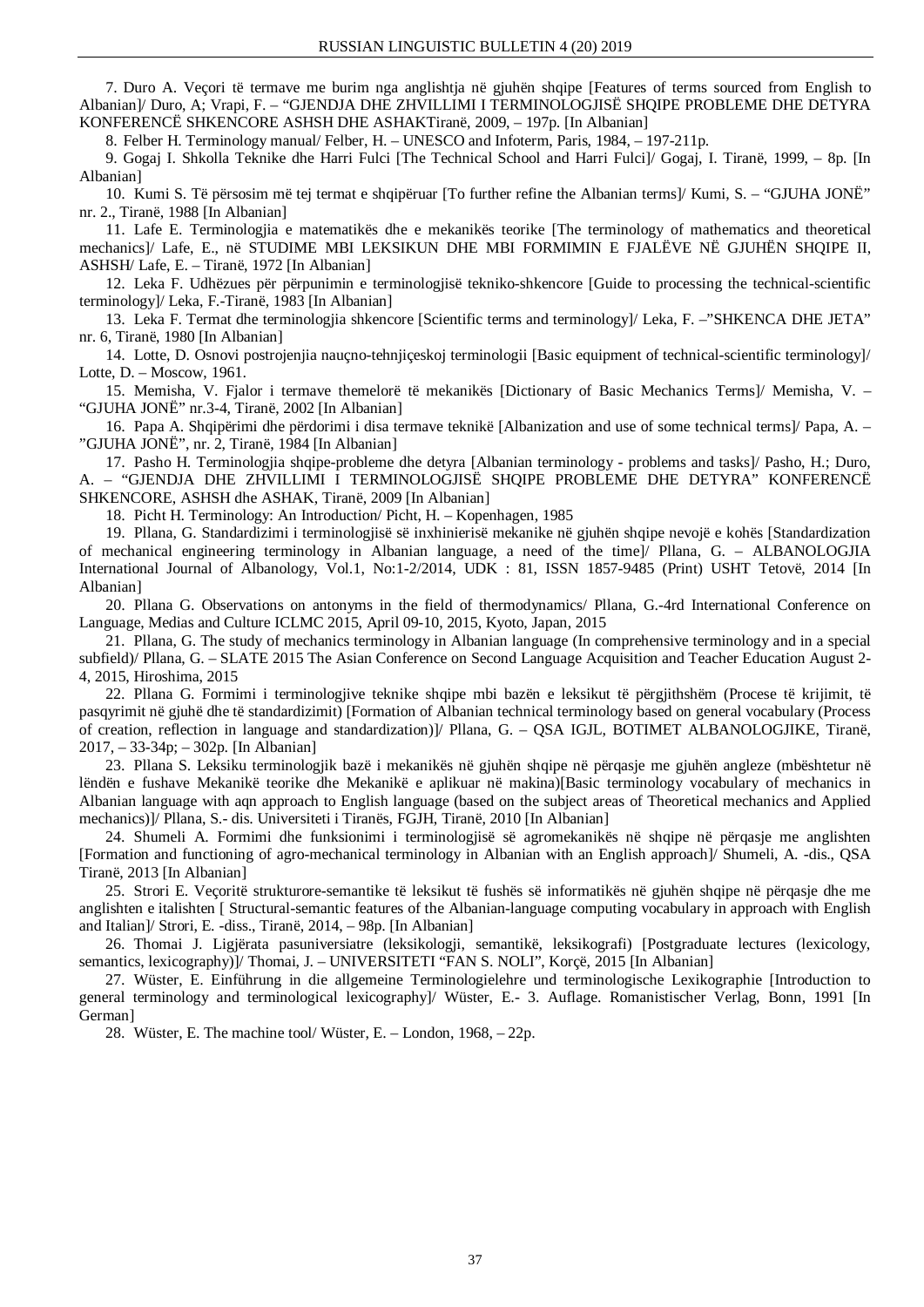7. Duro A. Veçori të termave me burim nga anglishtja në gjuhën shqipe [Features of terms sourced from English to Albanian]/ Duro, A; Vrapi, F. – "GJENDJA DHE ZHVILLIMI I TERMINOLOGJISË SHQIPE PROBLEME DHE DETYRA KONFERENCË SHKENCORE ASHSH DHE ASHAKTiranë, 2009, – 197p. [In Albanian]

8. Felber H. Terminology manual/ Felber, H. – UNESCO and Infoterm, Paris, 1984, – 197-211p.

9. Gogaj I. Shkolla Teknike dhe Harri Fulci [The Technical School and Harri Fulci]/ Gogaj, I. Tiranë, 1999, – 8p. [In Albanian]

10. Kumi S. Të përsosim më tej termat e shqipëruar [To further refine the Albanian terms]/ Kumi, S. – "GJUHA JONË" nr. 2., Tiranë, 1988 [In Albanian]

11. Lafe E. Terminologjia e matematikës dhe e mekanikës teorike [The terminology of mathematics and theoretical mechanics]/ Lafe, E., në STUDIME MBI LEKSIKUN DHE MBI FORMIMIN E FJALËVE NË GJUHËN SHQIPE II, ASHSH/ Lafe, E. – Tiranë, 1972 [In Albanian]

12. Leka F. Udhëzues për përpunimin e terminologjisë tekniko-shkencore [Guide to processing the technical-scientific terminology]/ Leka, F.-Tiranë, 1983 [In Albanian]

13. Leka F. Termat dhe terminologjia shkencore [Scientific terms and terminology]/ Leka, F. –"SHKENCA DHE JETA" nr. 6, Tiranë, 1980 [In Albanian]

14. Lotte, D. Osnovi postrojenjia nauçno-tehnjiçeskoj terminologii [Basic equipment of technical-scientific terminology]/ Lotte, D. – Moscow, 1961.

15. Memisha, V. Fjalor i termave themelorë të mekanikës [Dictionary of Basic Mechanics Terms]/ Memisha, V. – "GJUHA JONË" nr.3-4, Tiranë, 2002 [In Albanian]

16. Papa A. Shqipërimi dhe përdorimi i disa termave teknikë [Albanization and use of some technical terms]/ Papa, A. – "GJUHA JONË", nr. 2, Tiranë, 1984 [In Albanian]

17. Pasho H. Terminologjia shqipe-probleme dhe detyra [Albanian terminology - problems and tasks]/ Pasho, H.; Duro, A. – "GJENDJA DHE ZHVILLIMI I TERMINOLOGJISË SHQIPE PROBLEME DHE DETYRA" KONFERENCË SHKENCORE, ASHSH dhe ASHAK, Tiranë, 2009 [In Albanian]

18. Picht H. Terminology: An Introduction/ Picht, H. – Kopenhagen, 1985

19. Pllana, G. Standardizimi i terminologjisë së inxhinierisë mekanike në gjuhën shqipe nevojë e kohës [Standardization of mechanical engineering terminology in Albanian language, a need of the time]/ Pllana, G. – ALBANOLOGJIA International Journal of Albanology, Vol.1, No:1-2/2014, UDK : 81, ISSN 1857-9485 (Print) USHT Tetovë, 2014 [In Albanian]

20. Pllana G. Observations on antonyms in the field of thermodynamics/ Pllana, G.-4rd International Conference on Language, Medias and Culture ICLMC 2015, April 09-10, 2015, Kyoto, Japan, 2015

21. Pllana, G. The study of mechanics terminology in Albanian language (In comprehensive terminology and in a special subfield)/ Pllana, G. – SLATE 2015 The Asian Conference on Second Language Acquisition and Teacher Education August 2-4, 2015, Hiroshima, 2015

22. Pllana G. Formimi i terminologjive teknike shqipe mbi bazën e leksikut të përgjithshëm (Procese të krijimit, të pasqyrimit në gjuhë dhe të standardizimit) [Formation of Albanian technical terminology based on general vocabulary (Process of creation, reflection in language and standardization)]/ Pllana, G. – QSA IGJL, BOTIMET ALBANOLOGJIKE, Tiranë, 2017, – 33-34p; – 302p. [In Albanian]

23. Pllana S. Leksiku terminologjik bazë i mekanikës në gjuhën shqipe në përqasje me gjuhën angleze (mbështetur në lëndën e fushave Mekanikë teorike dhe Mekanikë e aplikuar në makina)[Basic terminology vocabulary of mechanics in Albanian language with aqn approach to English language (based on the subject areas of Theoretical mechanics and Applied mechanics)]/ Pllana, S.- dis. Universiteti i Tiranës, FGJH, Tiranë, 2010 [In Albanian]

24. Shumeli A. Formimi dhe funksionimi i terminologjisë së agromekanikës në shqipe në përqasje me anglishten [Formation and functioning of agro-mechanical terminology in Albanian with an English approach]/ Shumeli, A. -dis., QSA Tiranë, 2013 [In Albanian]

25. Strori E. Veçoritë strukturore-semantike të leksikut të fushës së informatikës në gjuhën shqipe në përqasje dhe me anglishten e italishten [ Structural-semantic features of the Albanian-language computing vocabulary in approach with English and Italian]/ Strori, E. -diss., Tiranë, 2014, – 98p. [In Albanian]

26. Thomai J. Ligjërata pasuniversiatre (leksikologji, semantikë, leksikografi) [Postgraduate lectures (lexicology, semantics, lexicography)]/ Thomai, J. – UNIVERSITETI "FAN S. NOLI", Korçë, 2015 [In Albanian]

27. Wüster, E. Einführung in die allgemeine Terminologielehre und terminologische Lexikographie [Introduction to general terminology and terminological lexicography]/ Wüster, E.- 3. Auflage. Romanistischer Verlag, Bonn, 1991 [In German]

28. Wüster, E. The machine tool/ Wüster, E. – London, 1968, – 22p.